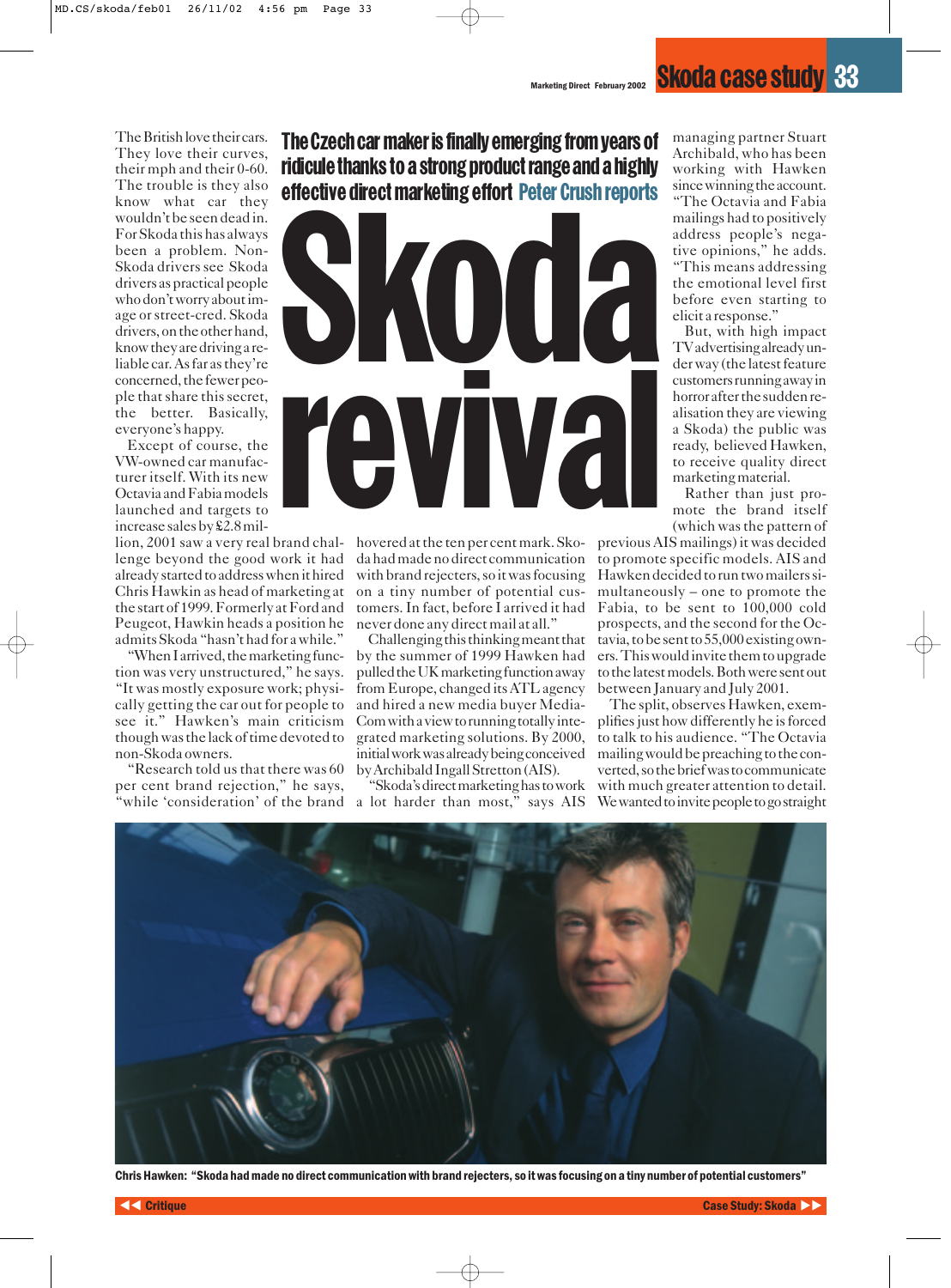# Skoda revival

**The Czech car maker is finally emerging from years of ridicule thanks to a strong product range and a highly effective direct marketing effort** Peter Crush reports

The British love their cars. They love their curves, their mph and their 0-60. The trouble is they also know what car they wouldn't be seen dead in. For Skoda this has always been a problem. Non-Skoda drivers see Skoda drivers as practical people who don't worry about image or street-cred. Skoda drivers, on the other hand, know they are driving a reliable car. As far as they're concerned, the fewer people that share this secret, the better. Basically, everyone's happy.

Except of course, the VW-owned car manufacturer itself. With its new Octavia and Fabia models launched and targets to increase sales by £2.8 million, 2001 saw a very real brand challenge beyond the good work it had already started to address when it hired Chris Hawkin as head of marketing at the start of 1999. Formerly at Ford and Peugeot, Hawkin heads a position he admits Skoda "hasn't had for a while."

"When I arrived, the marketing function was very unstructured," he says. "It was mostly exposure work; physically getting the car out for people to see it." Hawken's main criticism though was the lack of time devoted to non-Skoda owners.

"Research told us that there was 60 per cent brand rejection," he says, "while 'consideration' of the brand hovered at the ten per cent mark. Skoda had made no direct communication with brand rejecters, so it was focusing on a tiny number of potential customers. In fact, before I arrived it had never done any direct mail at all."

Challenging this thinking meant that by the summer of 1999 Hawken had pulled the UK marketing function away from Europe, changed its ATL agency and hired a new media buyer MediaCom with a view to running totally integrated marketing solutions. By 2000, initial work was already being conceived by Archibald Ingall Stretton (AIS).

"Skoda's direct marketing has to work a lot harder than most," says AIS managing partner Stuart Archibald, who has been working with Hawken since winning the account. "The Octavia and Fabia mailings had to positively address people's negative opinions," he adds. "This means addressing the emotional level first before even starting to elicit a response."

But, with high impact TV advertising already under way (the latest feature customers running away in horror after the sudden realisation they are viewing a Skoda) the public was ready, believed Hawken, to receive quality direct marketing material.

Rather than just promote the brand itself (which was the pattern of previous AIS mailings) it was decided to promote specific models. AIS and Hawken decided to run two mailers simultaneously – one to promote the Fabia, to be sent to 100,000 cold prospects, and the second for the Octavia, to be sent to 55,000 existing owners. This would invite them to upgrade to the latest models. Both were sent out between January and July 2001.

The split, observes Hawken, exemplifies just how differently he is forced to talk to his audience. "The Octavia mailing would be preaching to the converted, so the brief was to communicate with much greater attention to detail. We wanted to invite people to go straight

Chris Hawken: "Skoda had made no direct communication with brand rejecters, so it was focusing on a tiny number of potential customers"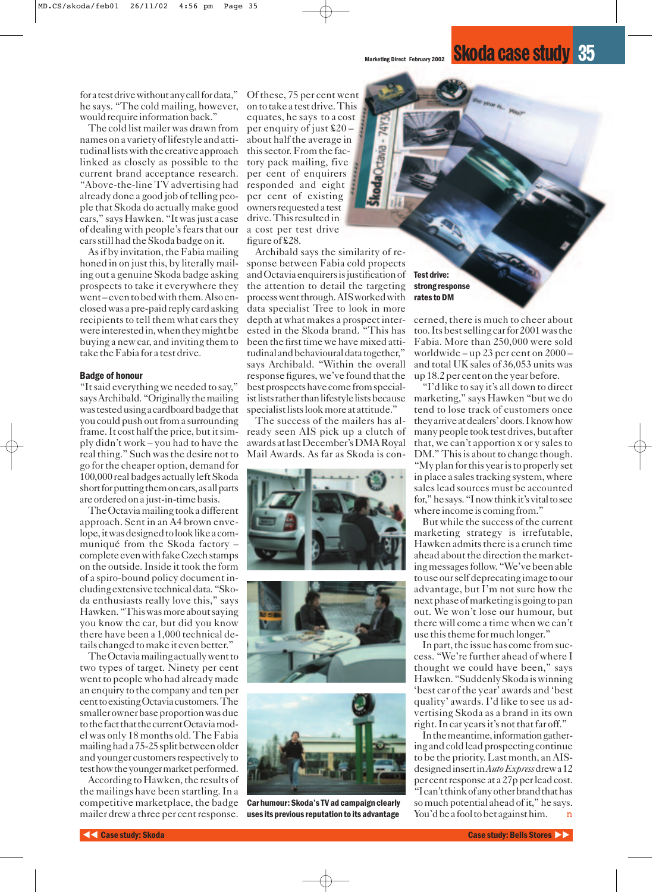for a test drive without any call for data," he says. "The cold mailing, however, would require information back."

The cold list mailer was drawn from names on a variety of lifestyle and attitudinal lists with the creative approach linked as closely as possible to the current brand acceptance research. "Above-the-line TV advertising had already done a good job of telling people that Skoda do actually make good cars," says Hawken. "It was just a case of dealing with people's fears that our cars still had the Skoda badge on it.

As if by invitation, the Fabia mailing honed in on just this, by literally mailing out a genuine Skoda badge asking prospects to take it everywhere they went – even to bed with them. Also enclosed was a pre-paid reply card asking recipients to tell them what cars they were interested in, when they might be buying a new car, and inviting them to take the Fabia for a test drive.

### Badge of honour

"It said everything we needed to say," says Archibald. "Originally the mailing was tested using a cardboard badge that you could push out from a surrounding frame. It cost half the price, but it simply didn't work – you had to have the real thing." Such was the desire not to go for the cheaper option, demand for 100,000 real badges actually left Skoda short for putting them on cars, as all parts are ordered on a just-in-time basis.

The Octavia mailing took a different approach. Sent in an A4 brown envelope, it was designed to look like a communiqué from the Skoda factory – complete even with fake Czech stamps on the outside. Inside it took the form of a spiro-bound policy document including extensive technical data. "Skoda enthusiasts really love this," says Hawken. "This was more about saying you know the car, but did you know there have been a 1,000 technical details changed to make it even better."

The Octavia mailing actually went to two types of target. Ninety per cent went to people who had already made an enquiry to the company and ten per cent to existing Octavia customers. The smaller owner base proportion was due to the fact that the current Octavia model was only 18 months old. The Fabia mailing had a 75-25 split between older and younger customers respectively to test how the younger market performed.

According to Hawken, the results of the mailings have been startling. In a competitive marketplace, the badge mailer drew a three per cent response. Of these, 75 per cent went on to take a test drive. This equates, he says to a cost per enquiry of just £20 – about half the average in this sector. From the factory pack mailing, five per cent of enquirers responded and eight per cent of existing owners requested a test drive. This resulted in a cost per test drive figure of £28.

Archibald says the similarity of response between Fabia cold prospects and Octavia enquirers is justification of the attention to detail the targeting process went through. AIS worked with data specialist Tree to look in more depth at what makes a prospect interested in the Skoda brand. "This has been the first time we have mixed attitudinal and behavioural data together," says Archibald. "Within the overall response figures, we've found that the best prospects have come from specialist lists rather than lifestyle lists because specialist lists look more at attitude."

The success of the mailers has already seen AIS pick up a clutch of awards at last December's DMA Royal Mail Awards. As far as Skoda is concerned, there is much to cheer about too. Its best selling car for 2001 was the Fabia. More than 250,000 were sold worldwide – up 23 per cent on 2000 – and total UK sales of 36,053 units was up 18.2 per cent on the year before.

"I'd like to say it's all down to direct marketing," says Hawken "but we do tend to lose track of customers once they arrive at dealers' doors. I know how many people took test drives, but after that, we can't apportion x or y sales to DM." This is about to change though. "My plan for this year is to properly set in place a sales tracking system, where sales lead sources must be accounted for," he says. "I now think it's vital to see where income is coming from."

But while the success of the current marketing strategy is irrefutable, Hawken admits there is a crunch time ahead about the direction the marketing messages follow. "We've been able to use our self deprecating image to our advantage, but I'm not sure how the next phase of marketing is going to pan out. We won't lose our humour, but there will come a time when we can't use this theme for much longer."

In part, the issue has come from success. "We're further ahead of where I thought we could have been," says Hawken. "Suddenly Skoda is winning 'best car of the year' awards and 'best quality' awards. I'd like to see us advertising Skoda as a brand in its own right. In car years it's not that far off."

In the meantime, information gathering and cold lead prospecting continue to be the priority. Last month, an AIS-designed insert in *Auto Express* drew a 12 per cent response at a 27p per lead cost. "I can't think of any other brand that has so much potential ahead of it," he says. "You'd be a fool to bet against him.

**Test drive: strong response rates to DM**

**Car humour: Skoda's TV ad campaign clearly uses its previous reputation to its advantage**